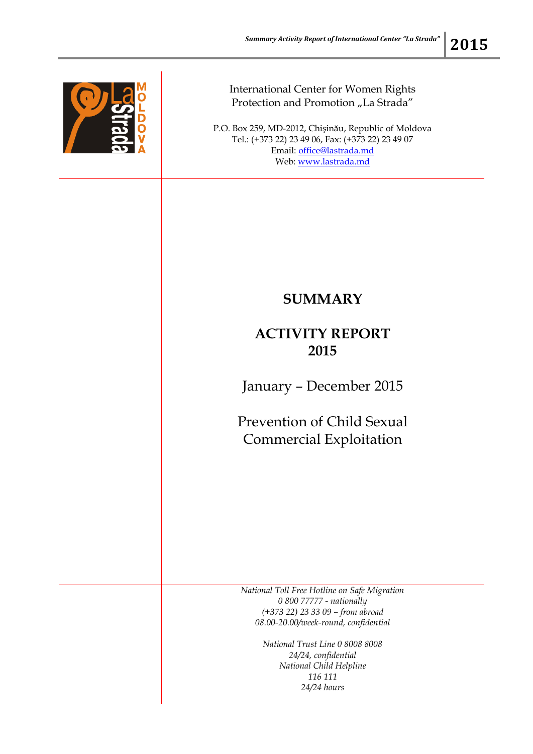International Center for Women Rights
Protection and Promotion „La Strada”

P.O. Box 259, MD-2012, Chişinău, Republic of Moldova
Tel.: (+373 22) 23 49 06, Fax: (+373 22) 23 49 07
Email: office@lastrada.md
Web: www.lastrada.md

# SUMMARY

# ACTIVITY REPORT 2015

January – December 2015

Prevention of Child Sexual Commercial Exploitation

*National Toll Free Hotline on Safe Migration*
*0 800 77777 - nationally*
*(+373 22) 23 33 09 – from abroad*
*08.00-20.00/week-round, confidential*

*National Trust Line 0 8008 8008*
*24/24, confidential*
*National Child Helpline*
*116 111*
*24/24 hours*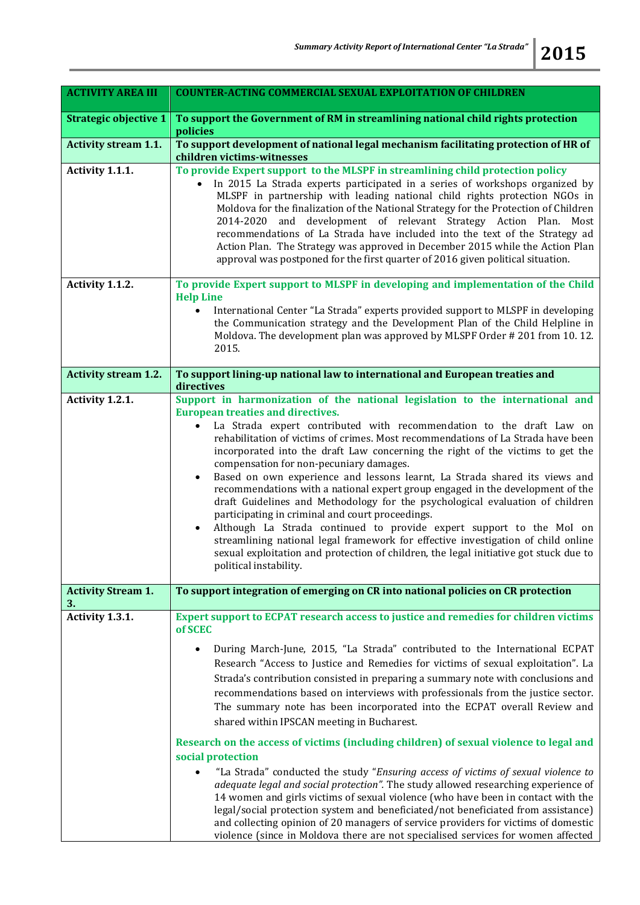| ACTIVITY AREA III | COUNTER-ACTING COMMERCIAL SEXUAL EXPLOITATION OF CHILDREN |
|---|---|
| **Strategic objective 1** | **To support the Government of RM in streamlining national child rights protection policies** |
| **Activity stream 1.1.** | **To support development of national legal mechanism facilitating protection of HR of children victims-witnesses** |
| **Activity 1.1.1.** | **To provide Expert support to the MLSPF in streamlining child protection policy**<br>• In 2015 La Strada experts participated in a series of workshops organized by MLSPF in partnership with leading national child rights protection NGOs in Moldova for the finalization of the National Strategy for the Protection of Children 2014-2020 and development of relevant Strategy Action Plan. Most recommendations of La Strada have included into the text of the Strategy ad Action Plan. The Strategy was approved in December 2015 while the Action Plan approval was postponed for the first quarter of 2016 given political situation. |
| **Activity 1.1.2.** | **To provide Expert support to MLSPF in developing and implementation of the Child Help Line**<br>• International Center "La Strada" experts provided support to MLSPF in developing the Communication strategy and the Development Plan of the Child Helpline in Moldova. The development plan was approved by MLSPF Order # 201 from 10. 12. 2015. |
| **Activity stream 1.2.** | **To support lining-up national law to international and European treaties and directives** |
| **Activity 1.2.1.** | **Support in harmonization of the national legislation to the international and European treaties and directives.**<br>• La Strada expert contributed with recommendation to the draft Law on rehabilitation of victims of crimes. Most recommendations of La Strada have been incorporated into the draft Law concerning the right of the victims to get the compensation for non-pecuniary damages.<br>• Based on own experience and lessons learnt, La Strada shared its views and recommendations with a national expert group engaged in the development of the draft Guidelines and Methodology for the psychological evaluation of children participating in criminal and court proceedings.<br>• Although La Strada continued to provide expert support to the MoI on streamlining national legal framework for effective investigation of child online sexual exploitation and protection of children, the legal initiative got stuck due to political instability. |
| **Activity Stream 1. 3.** | **To support integration of emerging on CR into national policies on CR protection** |
| **Activity 1.3.1.** | **Expert support to ECPAT research access to justice and remedies for children victims of SCEC**<br>• During March-June, 2015, "La Strada" contributed to the International ECPAT Research "Access to Justice and Remedies for victims of sexual exploitation". La Strada's contribution consisted in preparing a summary note with conclusions and recommendations based on interviews with professionals from the justice sector. The summary note has been incorporated into the ECPAT overall Review and shared within IPSCAN meeting in Bucharest.<br>**Research on the access of victims (including children) of sexual violence to legal and social protection**<br>• "La Strada" conducted the study "*Ensuring access of victims of sexual violence to adequate legal and social protection*". The study allowed researching experience of 14 women and girls victims of sexual violence (who have been in contact with the legal/social protection system and beneficiated/not beneficiated from assistance) and collecting opinion of 20 managers of service providers for victims of domestic violence (since in Moldova there are not specialised services for women affected |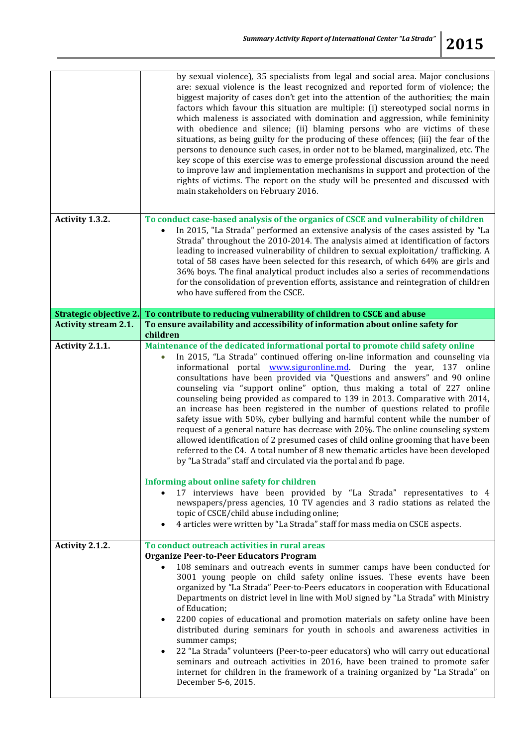| | |
|---|---|
| | by sexual violence), 35 specialists from legal and social area. Major conclusions are: sexual violence is the least recognized and reported form of violence; the biggest majority of cases don't get into the attention of the authorities; the main factors which favour this situation are multiple: (i) stereotyped social norms in which maleness is associated with domination and aggression, while femininity with obedience and silence; (ii) blaming persons who are victims of these situations, as being guilty for the producing of these offences; (iii) the fear of the persons to denounce such cases, in order not to be blamed, marginalized, etc. The key scope of this exercise was to emerge professional discussion around the need to improve law and implementation mechanisms in support and protection of the rights of victims. The report on the study will be presented and discussed with main stakeholders on February 2016. |
| **Activity 1.3.2.** | **To conduct case-based analysis of the organics of CSCE and vulnerability of children**<br>• In 2015, "La Strada" performed an extensive analysis of the cases assisted by "La Strada" throughout the 2010-2014. The analysis aimed at identification of factors leading to increased vulnerability of children to sexual exploitation/ trafficking. A total of 58 cases have been selected for this research, of which 64% are girls and 36% boys. The final analytical product includes also a series of recommendations for the consolidation of prevention efforts, assistance and reintegration of children who have suffered from the CSCE. |
| **Strategic objective 2.** | **To contribute to reducing vulnerability of children to CSCE and abuse** |
| **Activity stream 2.1.** | **To ensure availability and accessibility of information about online safety for children** |
| **Activity 2.1.1.** | **Maintenance of the dedicated informational portal to promote child safety online**<br>• In 2015, "La Strada" continued offering on-line information and counseling via informational portal www.siguronline.md. During the year, 137 online consultations have been provided via "Questions and answers" and 90 online counseling via "support online" option, thus making a total of 227 online counseling being provided as compared to 139 in 2013. Comparative with 2014, an increase has been registered in the number of questions related to profile safety issue with 50%, cyber bullying and harmful content while the number of request of a general nature has decrease with 20%. The online counseling system allowed identification of 2 presumed cases of child online grooming that have been referred to the C4. A total number of 8 new thematic articles have been developed by "La Strada" staff and circulated via the portal and fb page.<br><br>**Informing about online safety for children**<br>• 17 interviews have been provided by "La Strada" representatives to 4 newspapers/press agencies, 10 TV agencies and 3 radio stations as related the topic of CSCE/child abuse including online;<br>• 4 articles were written by "La Strada" staff for mass media on CSCE aspects. |
| **Activity 2.1.2.** | **To conduct outreach activities in rural areas**<br>**Organize Peer-to-Peer Educators Program**<br>• 108 seminars and outreach events in summer camps have been conducted for 3001 young people on child safety online issues. These events have been organized by "La Strada" Peer-to-Peers educators in cooperation with Educational Departments on district level in line with MoU signed by "La Strada" with Ministry of Education;<br>• 2200 copies of educational and promotion materials on safety online have been distributed during seminars for youth in schools and awareness activities in summer camps;<br>• 22 "La Strada" volunteers (Peer-to-peer educators) who will carry out educational seminars and outreach activities in 2016, have been trained to promote safer internet for children in the framework of a training organized by "La Strada" on December 5-6, 2015. |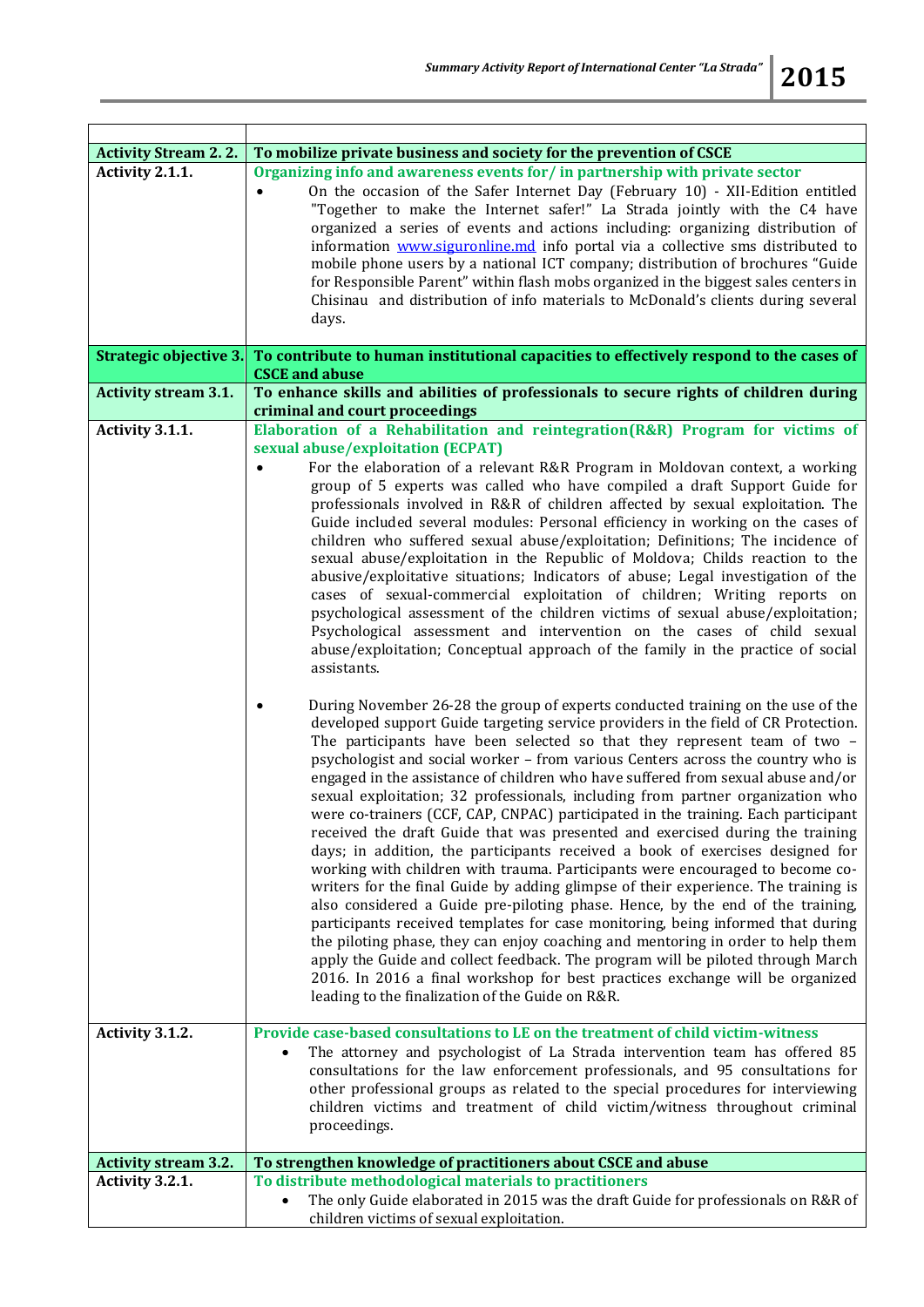| | |
|---|---|
| **Activity Stream 2. 2.** | **To mobilize private business and society for the prevention of CSCE** |
| **Activity 2.1.1.** | **Organizing info and awareness events for/ in partnership with private sector**<br>• On the occasion of the Safer Internet Day (February 10) - XII-Edition entitled "Together to make the Internet safer!" La Strada jointly with the C4 have organized a series of events and actions including: organizing distribution of information www.siguronline.md info portal via a collective sms distributed to mobile phone users by a national ICT company; distribution of brochures "Guide for Responsible Parent" within flash mobs organized in the biggest sales centers in Chisinau and distribution of info materials to McDonald's clients during several days. |
| **Strategic objective 3.** | **To contribute to human institutional capacities to effectively respond to the cases of CSCE and abuse** |
| **Activity stream 3.1.** | **To enhance skills and abilities of professionals to secure rights of children during criminal and court proceedings** |
| **Activity 3.1.1.** | **Elaboration of a Rehabilitation and reintegration(R&R) Program for victims of sexual abuse/exploitation (ECPAT)**<br>• For the elaboration of a relevant R&R Program in Moldovan context, a working group of 5 experts was called who have compiled a draft Support Guide for professionals involved in R&R of children affected by sexual exploitation. The Guide included several modules: Personal efficiency in working on the cases of children who suffered sexual abuse/exploitation; Definitions; The incidence of sexual abuse/exploitation in the Republic of Moldova; Childs reaction to the abusive/exploitative situations; Indicators of abuse; Legal investigation of the cases of sexual-commercial exploitation of children; Writing reports on psychological assessment of the children victims of sexual abuse/exploitation; Psychological assessment and intervention on the cases of child sexual abuse/exploitation; Conceptual approach of the family in the practice of social assistants.<br><br>• During November 26-28 the group of experts conducted training on the use of the developed support Guide targeting service providers in the field of CR Protection. The participants have been selected so that they represent team of two – psychologist and social worker – from various Centers across the country who is engaged in the assistance of children who have suffered from sexual abuse and/or sexual exploitation; 32 professionals, including from partner organization who were co-trainers (CCF, CAP, CNPAC) participated in the training. Each participant received the draft Guide that was presented and exercised during the training days; in addition, the participants received a book of exercises designed for working with children with trauma. Participants were encouraged to become co-writers for the final Guide by adding glimpse of their experience. The training is also considered a Guide pre-piloting phase. Hence, by the end of the training, participants received templates for case monitoring, being informed that during the piloting phase, they can enjoy coaching and mentoring in order to help them apply the Guide and collect feedback. The program will be piloted through March 2016. In 2016 a final workshop for best practices exchange will be organized leading to the finalization of the Guide on R&R. |
| **Activity 3.1.2.** | **Provide case-based consultations to LE on the treatment of child victim-witness**<br>• The attorney and psychologist of La Strada intervention team has offered 85 consultations for the law enforcement professionals, and 95 consultations for other professional groups as related to the special procedures for interviewing children victims and treatment of child victim/witness throughout criminal proceedings. |
| **Activity stream 3.2.** | **To strengthen knowledge of practitioners about CSCE and abuse** |
| **Activity 3.2.1.** | **To distribute methodological materials to practitioners**<br>• The only Guide elaborated in 2015 was the draft Guide for professionals on R&R of children victims of sexual exploitation. |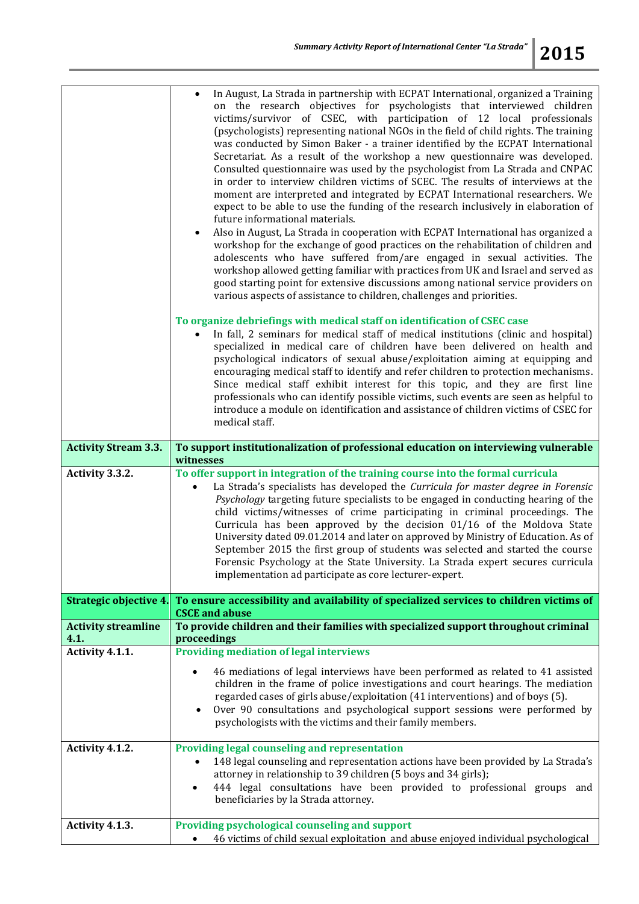| | |
|---|---|
| | • In August, La Strada in partnership with ECPAT International, organized a Training on the research objectives for psychologists that interviewed children victims/survivor of CSEC, with participation of 12 local professionals (psychologists) representing national NGOs in the field of child rights. The training was conducted by Simon Baker - a trainer identified by the ECPAT International Secretariat. As a result of the workshop a new questionnaire was developed. Consulted questionnaire was used by the psychologist from La Strada and CNPAC in order to interview children victims of SCEC. The results of interviews at the moment are interpreted and integrated by ECPAT International researchers. We expect to be able to use the funding of the research inclusively in elaboration of future informational materials.<br>• Also in August, La Strada in cooperation with ECPAT International has organized a workshop for the exchange of good practices on the rehabilitation of children and adolescents who have suffered from/are engaged in sexual activities. The workshop allowed getting familiar with practices from UK and Israel and served as good starting point for extensive discussions among national service providers on various aspects of assistance to children, challenges and priorities.<br><br>**To organize debriefings with medical staff on identification of CSEC case**<br>• In fall, 2 seminars for medical staff of medical institutions (clinic and hospital) specialized in medical care of children have been delivered on health and psychological indicators of sexual abuse/exploitation aiming at equipping and encouraging medical staff to identify and refer children to protection mechanisms. Since medical staff exhibit interest for this topic, and they are first line professionals who can identify possible victims, such events are seen as helpful to introduce a module on identification and assistance of children victims of CSEC for medical staff. |
| **Activity Stream 3.3.** | **To support institutionalization of professional education on interviewing vulnerable witnesses** |
| **Activity 3.3.2.** | **To offer support in integration of the training course into the formal curricula**<br>• La Strada's specialists has developed the *Curricula for master degree in Forensic Psychology* targeting future specialists to be engaged in conducting hearing of the child victims/witnesses of crime participating in criminal proceedings. The Curricula has been approved by the decision 01/16 of the Moldova State University dated 09.01.2014 and later on approved by Ministry of Education. As of September 2015 the first group of students was selected and started the course Forensic Psychology at the State University. La Strada expert secures curricula implementation ad participate as core lecturer-expert. |
| **Strategic objective 4.** | **To ensure accessibility and availability of specialized services to children victims of CSCE and abuse** |
| **Activity streamline 4.1.** | **To provide children and their families with specialized support throughout criminal proceedings** |
| **Activity 4.1.1.** | **Providing mediation of legal interviews**<br>• 46 mediations of legal interviews have been performed as related to 41 assisted children in the frame of police investigations and court hearings. The mediation regarded cases of girls abuse/exploitation (41 interventions) and of boys (5).<br>• Over 90 consultations and psychological support sessions were performed by psychologists with the victims and their family members. |
| **Activity 4.1.2.** | **Providing legal counseling and representation**<br>• 148 legal counseling and representation actions have been provided by La Strada's attorney in relationship to 39 children (5 boys and 34 girls);<br>• 444 legal consultations have been provided to professional groups and beneficiaries by la Strada attorney. |
| **Activity 4.1.3.** | **Providing psychological counseling and support**<br>• 46 victims of child sexual exploitation and abuse enjoyed individual psychological |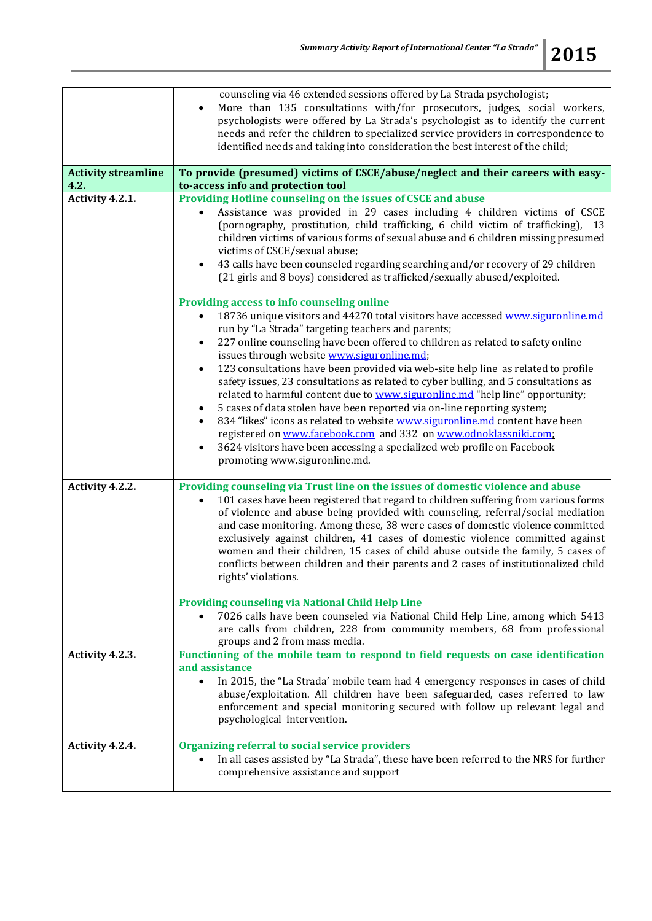| | |
|---|---|
| | counseling via 46 extended sessions offered by La Strada psychologist;<br>• More than 135 consultations with/for prosecutors, judges, social workers, psychologists were offered by La Strada's psychologist as to identify the current needs and refer the children to specialized service providers in correspondence to identified needs and taking into consideration the best interest of the child; |
| **Activity streamline 4.2.** | **To provide (presumed) victims of CSCE/abuse/neglect and their careers with easy-to-access info and protection tool** |
| **Activity 4.2.1.** | **Providing Hotline counseling on the issues of CSCE and abuse**<br>• Assistance was provided in 29 cases including 4 children victims of CSCE (pornography, prostitution, child trafficking, 6 child victim of trafficking), 13 children victims of various forms of sexual abuse and 6 children missing presumed victims of CSCE/sexual abuse;<br>• 43 calls have been counseled regarding searching and/or recovery of 29 children (21 girls and 8 boys) considered as trafficked/sexually abused/exploited.<br><br>**Providing access to info counseling online**<br>• 18736 unique visitors and 44270 total visitors have accessed www.siguronline.md run by "La Strada" targeting teachers and parents;<br>• 227 online counseling have been offered to children as related to safety online issues through website www.siguronline.md;<br>• 123 consultations have been provided via web-site help line as related to profile safety issues, 23 consultations as related to cyber bulling, and 5 consultations as related to harmful content due to www.siguronline.md "help line" opportunity;<br>• 5 cases of data stolen have been reported via on-line reporting system;<br>• 834 "likes" icons as related to website www.siguronline.md content have been registered on www.facebook.com and 332 on www.odnoklassniki.com;<br>• 3624 visitors have been accessing a specialized web profile on Facebook promoting www.siguronline.md. |
| **Activity 4.2.2.** | **Providing counseling via Trust line on the issues of domestic violence and abuse**<br>• 101 cases have been registered that regard to children suffering from various forms of violence and abuse being provided with counseling, referral/social mediation and case monitoring. Among these, 38 were cases of domestic violence committed exclusively against children, 41 cases of domestic violence committed against women and their children, 15 cases of child abuse outside the family, 5 cases of conflicts between children and their parents and 2 cases of institutionalized child rights' violations.<br><br>**Providing counseling via National Child Help Line**<br>• 7026 calls have been counseled via National Child Help Line, among which 5413 are calls from children, 228 from community members, 68 from professional groups and 2 from mass media. |
| **Activity 4.2.3.** | **Functioning of the mobile team to respond to field requests on case identification and assistance**<br>• In 2015, the "La Strada' mobile team had 4 emergency responses in cases of child abuse/exploitation. All children have been safeguarded, cases referred to law enforcement and special monitoring secured with follow up relevant legal and psychological intervention. |
| **Activity 4.2.4.** | **Organizing referral to social service providers**<br>• In all cases assisted by "La Strada", these have been referred to the NRS for further comprehensive assistance and support |